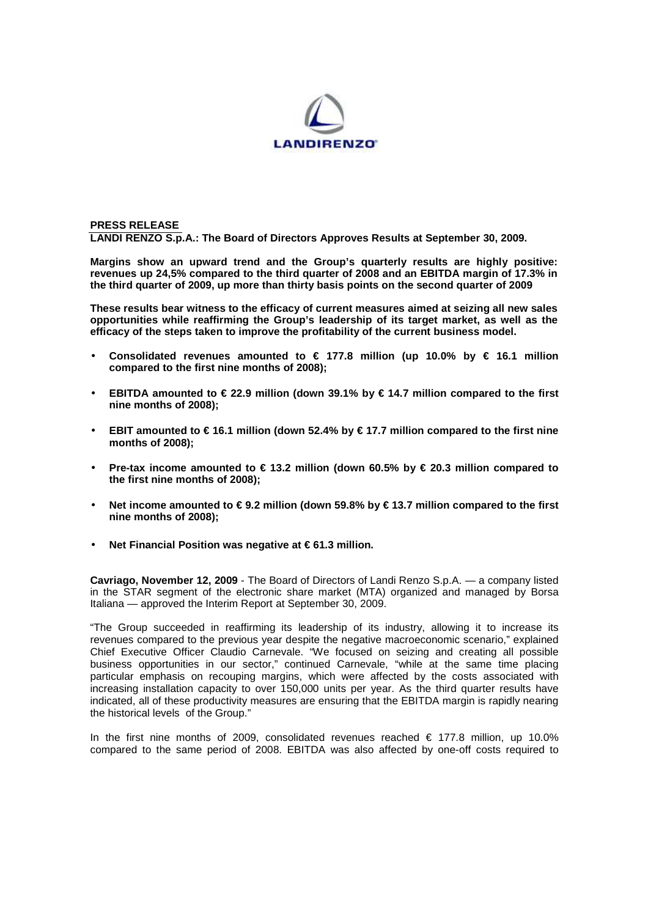**PRESS RELEASE**

**LANDI RENZO S.p.A.: The Board of Directors Approves Results at September 30, 2009.**

**Margins show an upward trend and the Group's quarterly results are highly positive: revenues up 24,5% compared to the third quarter of 2008 and an EBITDA margin of 17.3% in the third quarter of 2009, up more than thirty basis points on the second quarter of 2009**

**These results bear witness to the efficacy of current measures aimed at seizing all new sales opportunities while reaffirming the Group's leadership of its target market, as well as the efficacy of the steps taken to improve the profitability of the current business model.**

- **Consolidated revenues amounted to € 177.8 million (up 10.0% by € 16.1 million compared to the first nine months of 2008);**
- **EBITDA amounted to € 22.9 million (down 39.1% by € 14.7 million compared to the first nine months of 2008);**
- **EBIT amounted to € 16.1 million (down 52.4% by € 17.7 million compared to the first nine months of 2008);**
- **Pre-tax income amounted to € 13.2 million (down 60.5% by € 20.3 million compared to the first nine months of 2008);**
- **Net income amounted to € 9.2 million (down 59.8% by € 13.7 million compared to the first nine months of 2008);**
- **Net Financial Position was negative at € 61.3 million.**

**Cavriago, November 12, 2009** - The Board of Directors of Landi Renzo S.p.A. — a company listed in the STAR segment of the electronic share market (MTA) organized and managed by Borsa Italiana — approved the Interim Report at September 30, 2009.

"The Group succeeded in reaffirming its leadership of its industry, allowing it to increase its revenues compared to the previous year despite the negative macroeconomic scenario," explained Chief Executive Officer Claudio Carnevale. "We focused on seizing and creating all possible business opportunities in our sector," continued Carnevale, "while at the same time placing particular emphasis on recouping margins, which were affected by the costs associated with increasing installation capacity to over 150,000 units per year. As the third quarter results have indicated, all of these productivity measures are ensuring that the EBITDA margin is rapidly nearing the historical levels of the Group."

In the first nine months of 2009, consolidated revenues reached € 177.8 million, up 10.0% compared to the same period of 2008. EBITDA was also affected by one-off costs required to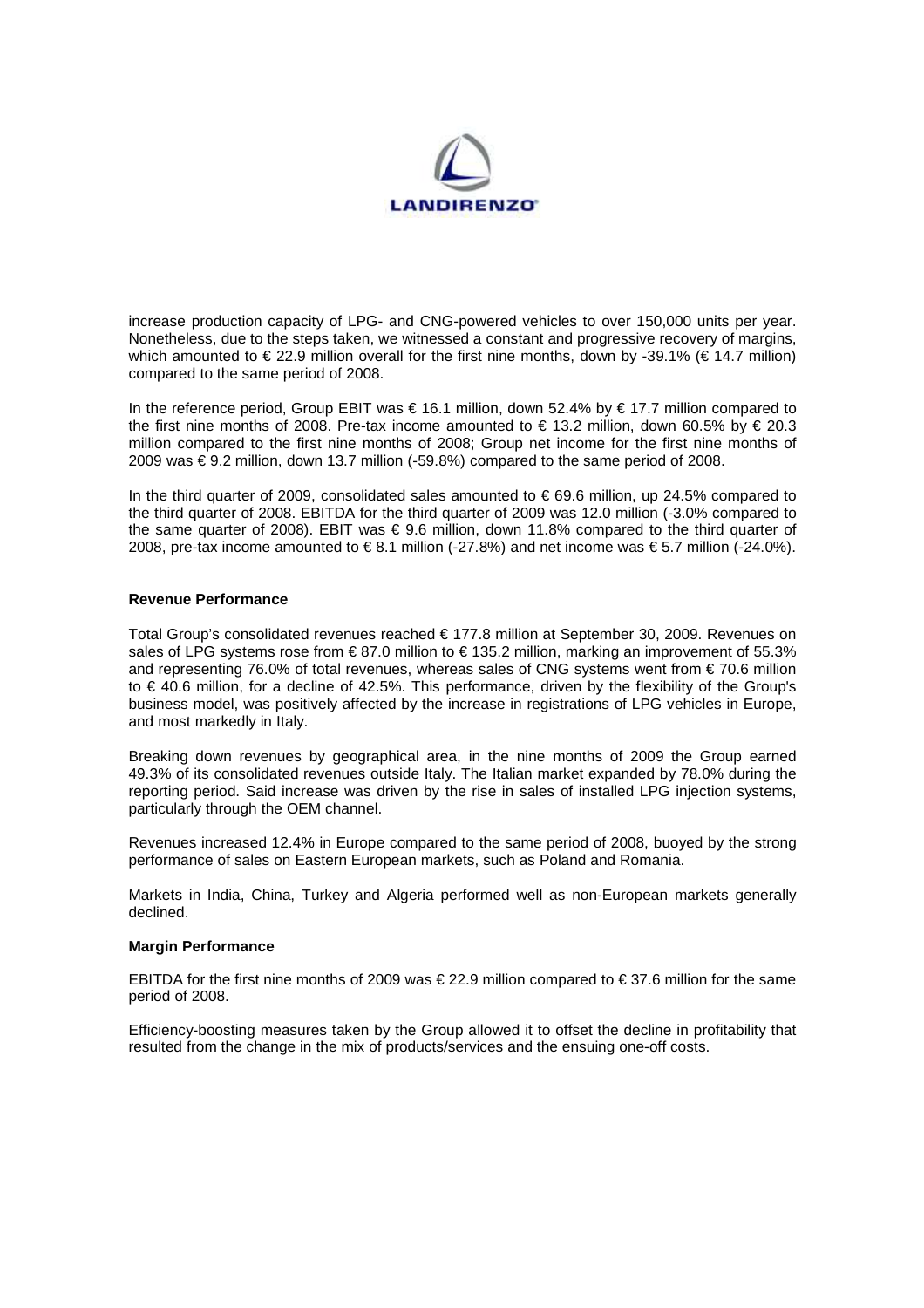increase production capacity of LPG- and CNG-powered vehicles to over 150,000 units per year. Nonetheless, due to the steps taken, we witnessed a constant and progressive recovery of margins, which amounted to € 22.9 million overall for the first nine months, down by -39.1% (€ 14.7 million) compared to the same period of 2008.

In the reference period, Group EBIT was € 16.1 million, down 52.4% by € 17.7 million compared to the first nine months of 2008. Pre-tax income amounted to € 13.2 million, down 60.5% by € 20.3 million compared to the first nine months of 2008; Group net income for the first nine months of 2009 was € 9.2 million, down 13.7 million (-59.8%) compared to the same period of 2008.

In the third quarter of 2009, consolidated sales amounted to € 69.6 million, up 24.5% compared to the third quarter of 2008. EBITDA for the third quarter of 2009 was 12.0 million (-3.0% compared to the same quarter of 2008). EBIT was € 9.6 million, down 11.8% compared to the third quarter of 2008, pre-tax income amounted to € 8.1 million (-27.8%) and net income was € 5.7 million (-24.0%).

**Revenue Performance**

Total Group's consolidated revenues reached € 177.8 million at September 30, 2009. Revenues on sales of LPG systems rose from € 87.0 million to € 135.2 million, marking an improvement of 55.3% and representing 76.0% of total revenues, whereas sales of CNG systems went from € 70.6 million to € 40.6 million, for a decline of 42.5%. This performance, driven by the flexibility of the Group's business model, was positively affected by the increase in registrations of LPG vehicles in Europe, and most markedly in Italy.

Breaking down revenues by geographical area, in the nine months of 2009 the Group earned 49.3% of its consolidated revenues outside Italy. The Italian market expanded by 78.0% during the reporting period. Said increase was driven by the rise in sales of installed LPG injection systems, particularly through the OEM channel.

Revenues increased 12.4% in Europe compared to the same period of 2008, buoyed by the strong performance of sales on Eastern European markets, such as Poland and Romania.

Markets in India, China, Turkey and Algeria performed well as non-European markets generally declined.

**Margin Performance**

EBITDA for the first nine months of 2009 was € 22.9 million compared to € 37.6 million for the same period of 2008.

Efficiency-boosting measures taken by the Group allowed it to offset the decline in profitability that resulted from the change in the mix of products/services and the ensuing one-off costs.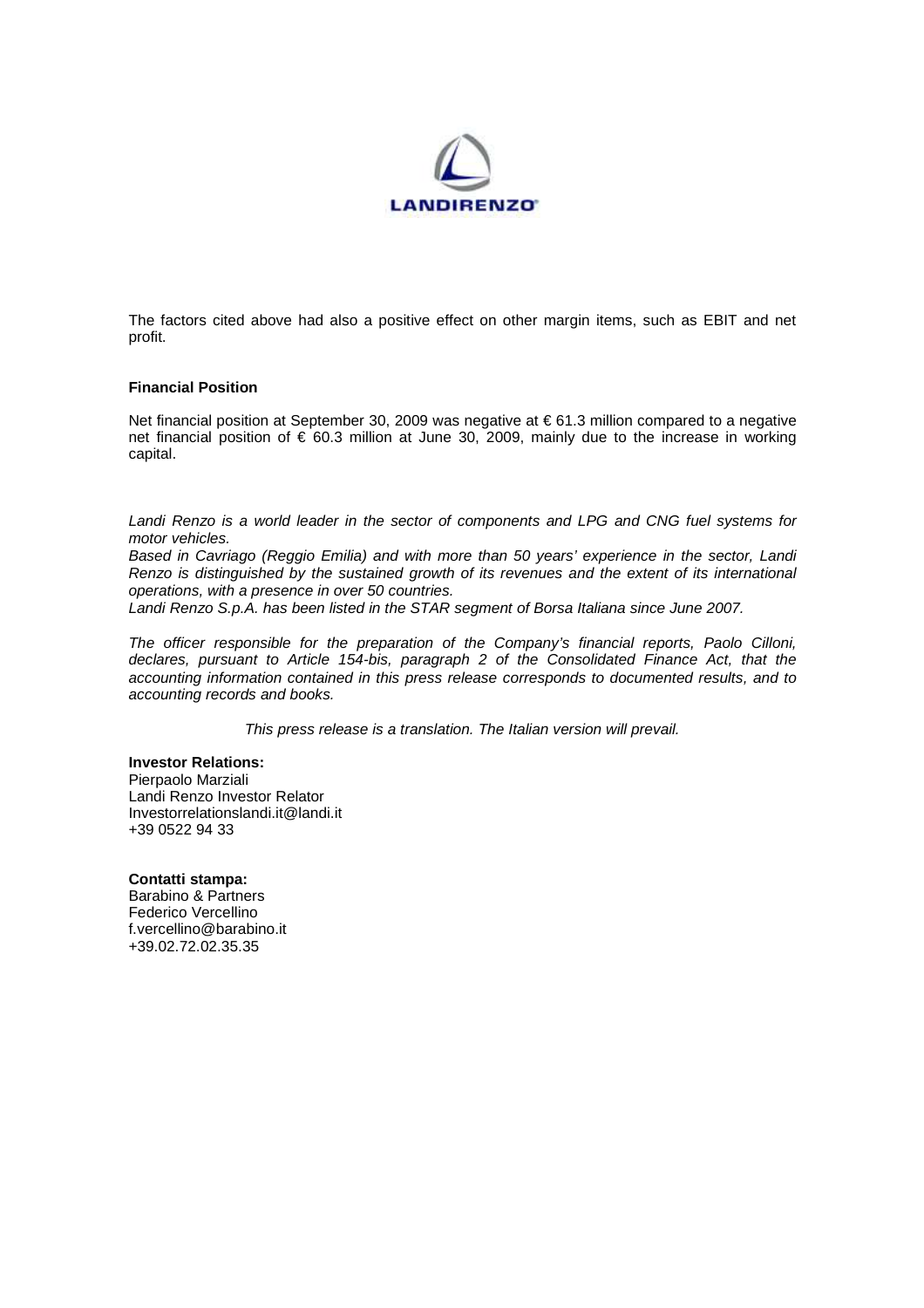The factors cited above had also a positive effect on other margin items, such as EBIT and net profit.

**Financial Position**

Net financial position at September 30, 2009 was negative at € 61.3 million compared to a negative net financial position of € 60.3 million at June 30, 2009, mainly due to the increase in working capital.

*Landi Renzo is a world leader in the sector of components and LPG and CNG fuel systems for motor vehicles.*
*Based in Cavriago (Reggio Emilia) and with more than 50 years' experience in the sector, Landi Renzo is distinguished by the sustained growth of its revenues and the extent of its international operations, with a presence in over 50 countries.*
*Landi Renzo S.p.A. has been listed in the STAR segment of Borsa Italiana since June 2007.*

*The officer responsible for the preparation of the Company's financial reports, Paolo Cilloni, declares, pursuant to Article 154-bis, paragraph 2 of the Consolidated Finance Act, that the accounting information contained in this press release corresponds to documented results, and to accounting records and books.*

*This press release is a translation. The Italian version will prevail.*

**Investor Relations:**
Pierpaolo Marziali
Landi Renzo Investor Relator
Investorrelationslandi.it@landi.it
+39 0522 94 33

**Contatti stampa:**
Barabino & Partners
Federico Vercellino
f.vercellino@barabino.it
+39.02.72.02.35.35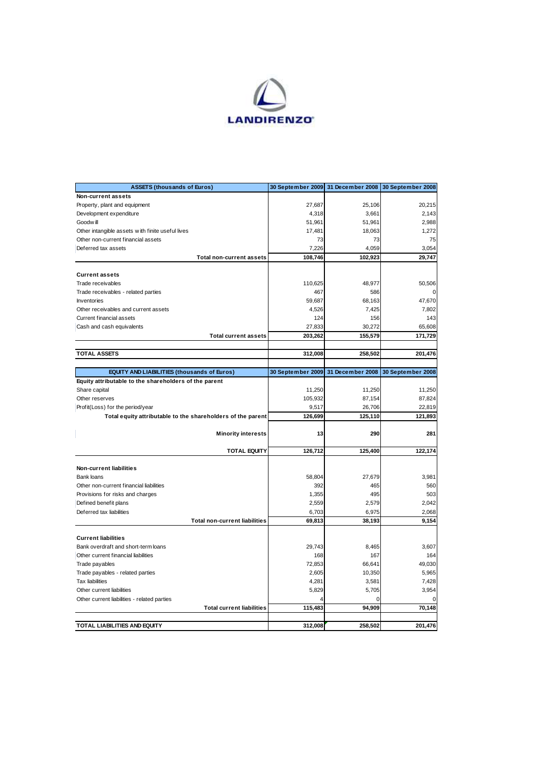LANDIRENZO

| ASSETS (thousands of Euros) | 30 September 2009 | 31 December 2008 | 30 September 2008 |
|---|---|---|---|
| **Non-current assets** | | | |
| Property, plant and equipment | 27,687 | 25,106 | 20,215 |
| Development expenditure | 4,318 | 3,661 | 2,143 |
| Goodwill | 51,961 | 51,961 | 2,988 |
| Other intangible assets with finite useful lives | 17,481 | 18,063 | 1,272 |
| Other non-current financial assets | 73 | 73 | 75 |
| Deferred tax assets | 7,226 | 4,059 | 3,054 |
| **Total non-current assets** | **108,746** | **102,923** | **29,747** |
| **Current assets** | | | |
| Trade receivables | 110,625 | 48,977 | 50,506 |
| Trade receivables - related parties | 467 | 586 | 0 |
| Inventories | 59,687 | 68,163 | 47,670 |
| Other receivables and current assets | 4,526 | 7,425 | 7,802 |
| Current financial assets | 124 | 156 | 143 |
| Cash and cash equivalents | 27,833 | 30,272 | 65,608 |
| **Total current assets** | **203,262** | **155,579** | **171,729** |
| **TOTAL ASSETS** | **312,008** | **258,502** | **201,476** |

| EQUITY AND LIABILITIES (thousands of Euros) | 30 September 2009 | 31 December 2008 | 30 September 2008 |
|---|---|---|---|
| **Equity attributable to the shareholders of the parent** | | | |
| Share capital | 11,250 | 11,250 | 11,250 |
| Other reserves | 105,932 | 87,154 | 87,824 |
| Profit(Loss) for the period/year | 9,517 | 26,706 | 22,819 |
| **Total equity attributable to the shareholders of the parent** | **126,699** | **125,110** | **121,893** |
| **Minority interests** | **13** | **290** | **281** |
| **TOTAL EQUITY** | **126,712** | **125,400** | **122,174** |
| **Non-current liabilities** | | | |
| Bank loans | 58,804 | 27,679 | 3,981 |
| Other non-current financial liabilities | 392 | 465 | 560 |
| Provisions for risks and charges | 1,355 | 495 | 503 |
| Defined benefit plans | 2,559 | 2,579 | 2,042 |
| Deferred tax liabilities | 6,703 | 6,975 | 2,068 |
| **Total non-current liabilities** | **69,813** | **38,193** | **9,154** |
| **Current liabilities** | | | |
| Bank overdraft and short-term loans | 29,743 | 8,465 | 3,607 |
| Other current financial liabilities | 168 | 167 | 164 |
| Trade payables | 72,853 | 66,641 | 49,030 |
| Trade payables - related parties | 2,605 | 10,350 | 5,965 |
| Tax liabilities | 4,281 | 3,581 | 7,428 |
| Other current liabilities | 5,829 | 5,705 | 3,954 |
| Other current liabilities - related parties | 4 | 0 | 0 |
| **Total current liabilities** | **115,483** | **94,909** | **70,148** |
| **TOTAL LIABILITIES AND EQUITY** | **312,008** | **258,502** | **201,476** |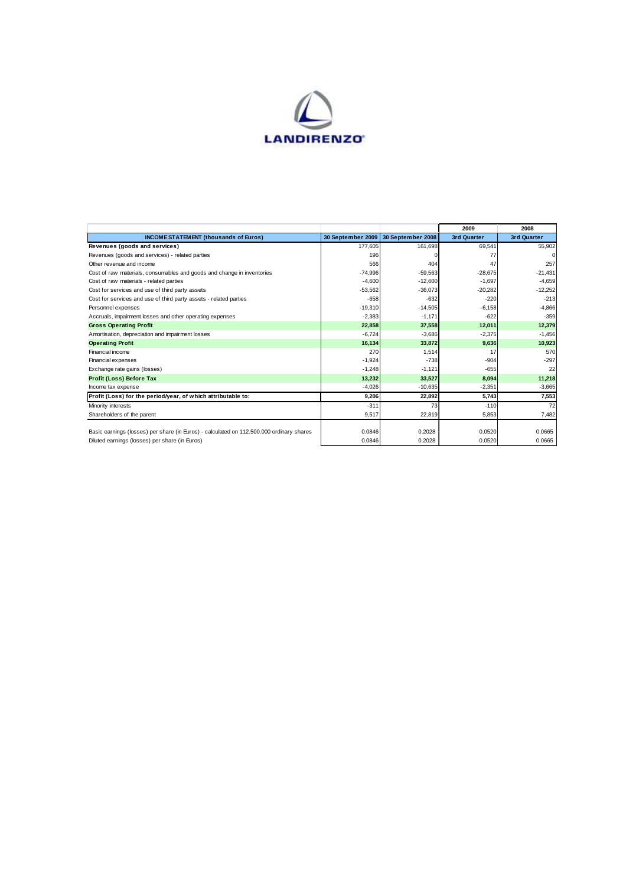LANDIRENZO

| INCOME STATEMENT (thousands of Euros) | 30 September 2009 | 30 September 2008 | 2009 3rd Quarter | 2008 3rd Quarter |
|---|---|---|---|---|
| **Revenues (goods and services)** | 177,605 | 161,698 | 69,541 | 55,902 |
| Revenues (goods and services) - related parties | 196 | 0 | 77 | 0 |
| Other revenue and income | 566 | 404 | 47 | 257 |
| Cost of raw materials, consumables and goods and change in inventories | -74,996 | -59,563 | -28,675 | -21,431 |
| Cost of raw materials - related parties | -4,600 | -12,600 | -1,697 | -4,659 |
| Cost for services and use of third party assets | -53,562 | -36,073 | -20,282 | -12,252 |
| Cost for services and use of third party assets - related parties | -658 | -632 | -220 | -213 |
| Personnel expenses | -19,310 | -14,505 | -6,158 | -4,866 |
| Accruals, impairment losses and other operating expenses | -2,383 | -1,171 | -622 | -359 |
| **Gross Operating Profit** | **22,858** | **37,558** | **12,011** | **12,379** |
| Amortisation, depreciation and impairment losses | -6,724 | -3,686 | -2,375 | -1,456 |
| **Operating Profit** | **16,134** | **33,872** | **9,636** | **10,923** |
| Financial income | 270 | 1,514 | 17 | 570 |
| Financial expenses | -1,924 | -738 | -904 | -297 |
| Exchange rate gains (losses) | -1,248 | -1,121 | -655 | 22 |
| **Profit (Loss) Before Tax** | **13,232** | **33,527** | **8,094** | **11,218** |
| Income tax expense | -4,026 | -10,635 | -2,351 | -3,665 |
| **Profit (Loss) for the period/year, of which attributable to:** | **9,206** | **22,892** | **5,743** | **7,553** |
| Minority interests | -311 | 73 | -110 | 72 |
| Shareholders of the parent | 9,517 | 22,819 | 5,853 | 7,482 |
| Basic earnings (losses) per share (in Euros) - calculated on 112.500.000 ordinary shares | 0.0846 | 0.2028 | 0.0520 | 0.0665 |
| Diluted earnings (losses) per share (in Euros) | 0.0846 | 0.2028 | 0.0520 | 0.0665 |